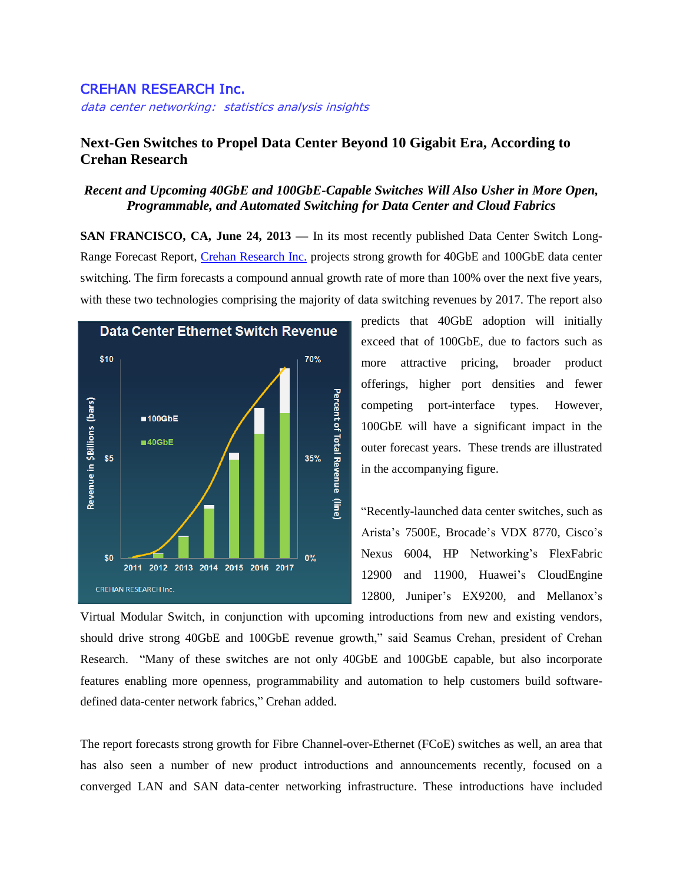CRESHAN RESEARCH Inc.

*data center networking: statistics analysis insights*

# Next-Gen Switches to Propel Data Center Beyond 10 Gigabit Era, According to Crehan Research

### *Recent and Upcoming 40GbE and 100GbE-Capable Switches Will Also Usher in More Open, Programmable, and Automated Switching for Data Center and Cloud Fabrics*

**SAN FRANCISCO, CA, June 24, 2013** — In its most recently published Data Center Switch Long-Range Forecast Report, [Crehan Research Inc.](#) projects strong growth for 40GbE and 100GbE data center switching. The firm forecasts a compound annual growth rate of more than 100% over the next five years, with these two technologies comprising the majority of data switching revenues by 2017. The report also predicts that 40GbE adoption will initially exceed that of 100GbE, due to factors such as more attractive pricing, broader product offerings, higher port densities and fewer competing port-interface types. However, 100GbE will have a significant impact in the outer forecast years. These trends are illustrated in the accompanying figure.

“Recently-launched data center switches, such as Arista’s 7500E, Brocade’s VDX 8770, Cisco’s Nexus 6004, HP Networking’s FlexFabric 12900 and 11900, Huawei’s CloudEngine 12800, Juniper’s EX9200, and Mellanox’s Virtual Modular Switch, in conjunction with upcoming introductions from new and existing vendors, should drive strong 40GbE and 100GbE revenue growth,” said Seamus Crehan, president of Crehan Research. “Many of these switches are not only 40GbE and 100GbE capable, but also incorporate features enabling more openness, programmability and automation to help customers build software-defined data-center network fabrics,” Crehan added.

The report forecasts strong growth for Fibre Channel-over-Ethernet (FCoE) switches as well, an area that has also seen a number of new product introductions and announcements recently, focused on a converged LAN and SAN data-center networking infrastructure. These introductions have included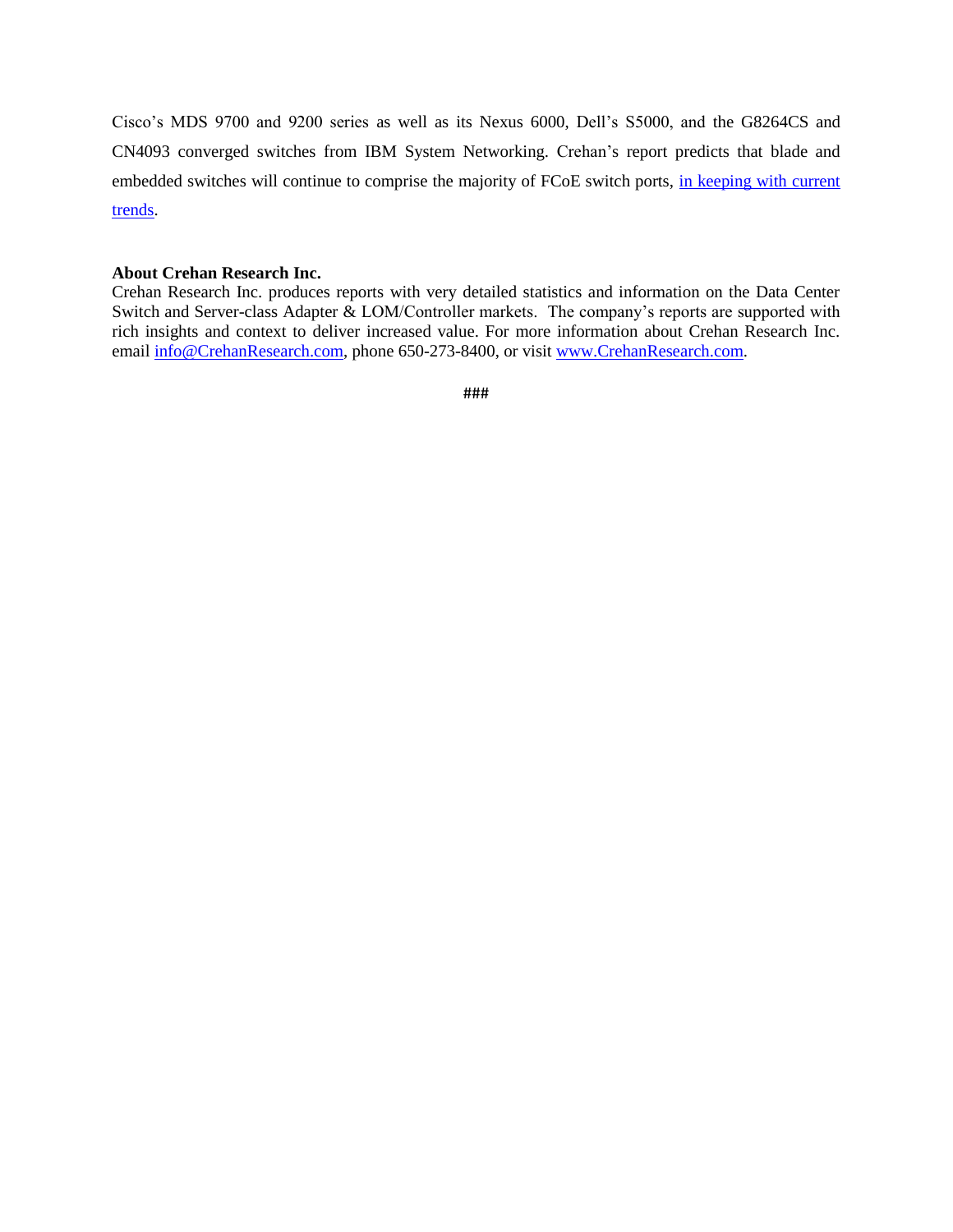Cisco's MDS 9700 and 9200 series as well as its Nexus 6000, Dell's S5000, and the G8264CS and CN4093 converged switches from IBM System Networking. Crehan's report predicts that blade and embedded switches will continue to comprise the majority of FCoE switch ports, in keeping with current trends.

**About Crehan Research Inc.**
Crehan Research Inc. produces reports with very detailed statistics and information on the Data Center Switch and Server-class Adapter & LOM/Controller markets. The company's reports are supported with rich insights and context to deliver increased value. For more information about Crehan Research Inc. email info@CrehanResearch.com, phone 650-273-8400, or visit www.CrehanResearch.com.

###